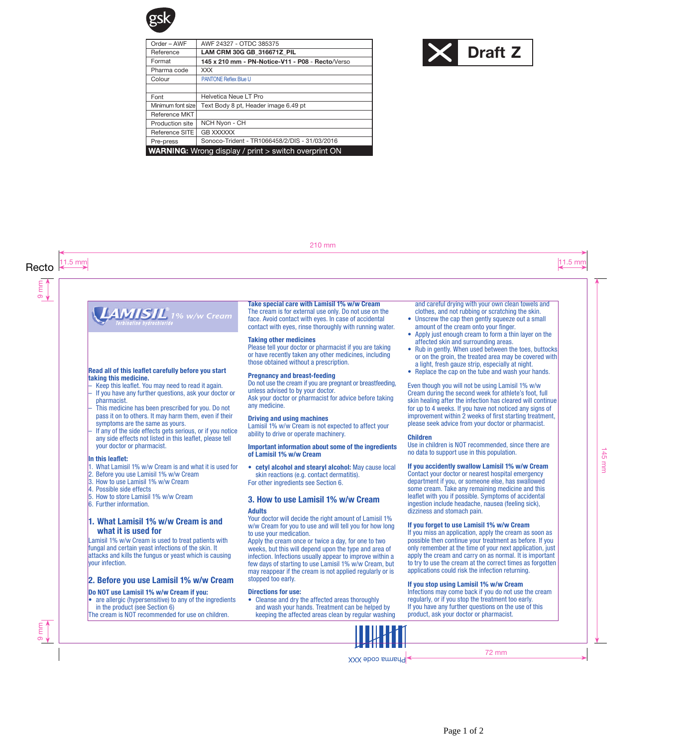| Order – AWF | AWF 24327 - OTDC 385375 |
|---|---|
| Reference | **LAM CRM 30G GB_316671Z_PIL** |
| Format | **145 x 210 mm - PN-Notice-V11 - P08 - Recto**/Verso |
| Pharma code | XXX |
| Colour | PANTONE Reflex Blue U |
| | |
| Font | Helvetica Neue LT Pro |
| Minimum font size | Text Body 8 pt, Header image 6.49 pt |
| Reference MKT | |
| Production site | NCH Nyon - CH |
| Reference SITE | GB XXXXXX |
| Pre-press | Sonoco-Trident - TR1066458/2/DIS - 31/03/2016 |

**WARNING:** Wrong display / print > switch overprint ON

Draft Z

Recto

210 mm

11.5 mm

11.5 mm

9 mm

145 mm

# LAMISIL® 1% w/w Cream

*Terbinafine hydrochloride*

**Read all of this leaflet carefully before you start taking this medicine.**

- Keep this leaflet. You may need to read it again.
- If you have any further questions, ask your doctor or pharmacist.
- This medicine has been prescribed for you. Do not pass it on to others. It may harm them, even if their symptoms are the same as yours.
- If any of the side effects gets serious, or if you notice any side effects not listed in this leaflet, please tell your doctor or pharmacist.

**In this leaflet:**

1. What Lamisil 1% w/w Cream is and what it is used for
2. Before you use Lamisil 1% w/w Cream
3. How to use Lamisil 1% w/w Cream
4. Possible side effects
5. How to store Lamisil 1% w/w Cream
6. Further information.

## 1. What Lamisil 1% w/w Cream is and what it is used for

Lamisil 1% w/w Cream is used to treat patients with fungal and certain yeast infections of the skin. It attacks and kills the fungus or yeast which is causing your infection.

## 2. Before you use Lamisil 1% w/w Cream

**Do NOT use Lamisil 1% w/w Cream if you:**

- are allergic (hypersensitive) to any of the ingredients in the product (see Section 6)

The cream is NOT recommended for use on children.

**Take special care with Lamisil 1% w/w Cream**

The cream is for external use only. Do not use on the face. Avoid contact with eyes. In case of accidental contact with eyes, rinse thoroughly with running water.

**Taking other medicines**

Please tell your doctor or pharmacist if you are taking or have recently taken any other medicines, including those obtained without a prescription.

**Pregnancy and breast-feeding**

Do not use the cream if you are pregnant or breastfeeding, unless advised to by your doctor.

Ask your doctor or pharmacist for advice before taking any medicine.

**Driving and using machines**

Lamisil 1% w/w Cream is not expected to affect your ability to drive or operate machinery.

**Important information about some of the ingredients of Lamisil 1% w/w Cream**

- **cetyl alcohol and stearyl alcohol:** May cause local skin reactions (e.g. contact dermatitis).

For other ingredients see Section 6.

## 3. How to use Lamisil 1% w/w Cream

**Adults**

Your doctor will decide the right amount of Lamisil 1% w/w Cream for you to use and will tell you for how long to use your medication.

Apply the cream once or twice a day, for one to two weeks, but this will depend upon the type and area of infection. Infections usually appear to improve within a few days of starting to use Lamisil 1% w/w Cream, but may reappear if the cream is not applied regularly or is stopped too early.

**Directions for use:**

- Cleanse and dry the affected areas thoroughly and wash your hands. Treatment can be helped by keeping the affected areas clean by regular washing and careful drying with your own clean towels and clothes, and not rubbing or scratching the skin.
- Unscrew the cap then gently squeeze out a small amount of the cream onto your finger.
- Apply just enough cream to form a thin layer on the affected skin and surrounding areas.
- Rub in gently. When used between the toes, buttocks or on the groin, the treated area may be covered with a light, fresh gauze strip, especially at night.
- Replace the cap on the tube and wash your hands.

Even though you will not be using Lamisil 1% w/w Cream during the second week for athlete's foot, full skin healing after the infection has cleared will continue for up to 4 weeks. If you have not noticed any signs of improvement within 2 weeks of first starting treatment, please seek advice from your doctor or pharmacist.

**Children**

Use in children is NOT recommended, since there are no data to support use in this population.

**If you accidently swallow Lamisil 1% w/w Cream**

Contact your doctor or nearest hospital emergency department if you, or someone else, has swallowed some cream. Take any remaining medicine and this leaflet with you if possible. Symptoms of accidental ingestion include headache, nausea (feeling sick), dizziness and stomach pain.

**If you forget to use Lamisil 1% w/w Cream**

If you miss an application, apply the cream as soon as possible then continue your treatment as before. If you only remember at the time of your next application, just apply the cream and carry on as normal. It is important to try to use the cream at the correct times as forgotten applications could risk the infection returning.

**If you stop using Lamisil 1% w/w Cream**

Infections may come back if you do not use the cream regularly, or if you stop the treatment too early.

If you have any further questions on the use of this product, ask your doctor or pharmacist.

Pharma code XXX

72 mm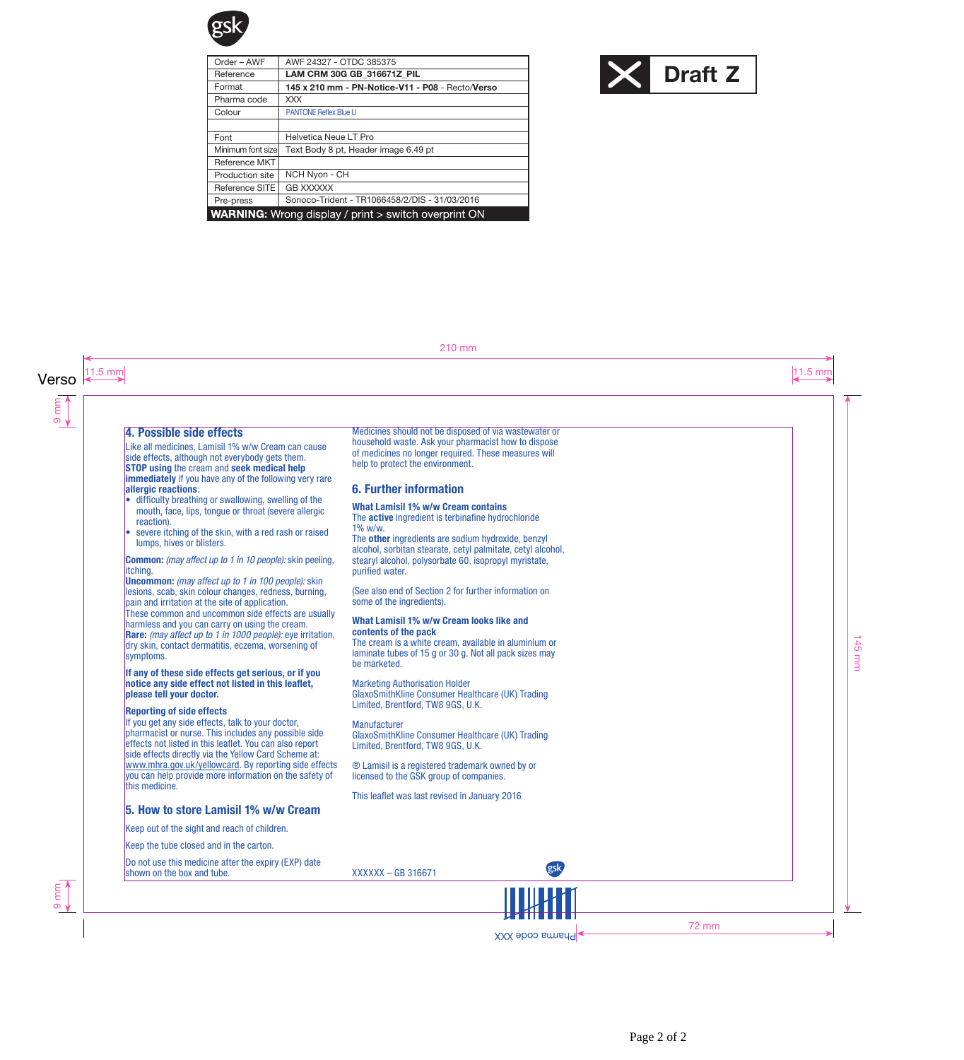| Order – AWF | AWF 24327 - OTDC 385375 |
| --- | --- |
| Reference | **LAM CRM 30G GB_316671Z_PIL** |
| Format | **145 x 210 mm - PN-Notice-V11 - P08** - Recto/**Verso** |
| Pharma code | XXX |
| Colour | PANTONE Reflex Blue U |
| | |
| Font | Helvetica Neue LT Pro |
| Minimum font size | Text Body 8 pt, Header image 6.49 pt |
| Reference MKT | |
| Production site | NCH Nyon - CH |
| Reference SITE | GB XXXXXX |
| Pre-press | Sonoco-Trident - TR1066458/2/DIS - 31/03/2016 |

**WARNING:** Wrong display / print > switch overprint ON

Draft Z

Verso

## 4. Possible side effects

Like all medicines, Lamisil 1% w/w Cream can cause side effects, although not everybody gets them.
**STOP using** the cream and **seek medical help immediately** if you have any of the following very rare **allergic reactions**:

- difficulty breathing or swallowing, swelling of the mouth, face, lips, tongue or throat (severe allergic reaction).
- severe itching of the skin, with a red rash or raised lumps, hives or blisters.

**Common:** *(may affect up to 1 in 10 people):* skin peeling, itching.
**Uncommon:** *(may affect up to 1 in 100 people):* skin lesions, scab, skin colour changes, redness, burning, pain and irritation at the site of application.
These common and uncommon side effects are usually harmless and you can carry on using the cream.
**Rare:** *(may affect up to 1 in 1000 people):* eye irritation, dry skin, contact dermatitis, eczema, worsening of symptoms.

**If any of these side effects get serious, or if you notice any side effect not listed in this leaflet, please tell your doctor.**

**Reporting of side effects**
If you get any side effects, talk to your doctor, pharmacist or nurse. This includes any possible side effects not listed in this leaflet. You can also report side effects directly via the Yellow Card Scheme at: www.mhra.gov.uk/yellowcard. By reporting side effects you can help provide more information on the safety of this medicine.

## 5. How to store Lamisil 1% w/w Cream

Keep out of the sight and reach of children.

Keep the tube closed and in the carton.

Do not use this medicine after the expiry (EXP) date shown on the box and tube.

Medicines should not be disposed of via wastewater or household waste. Ask your pharmacist how to dispose of medicines no longer required. These measures will help to protect the environment.

## 6. Further information

**What Lamisil 1% w/w Cream contains**
The **active** ingredient is terbinafine hydrochloride 1% w/w.
The **other** ingredients are sodium hydroxide, benzyl alcohol, sorbitan stearate, cetyl palmitate, cetyl alcohol, stearyl alcohol, polysorbate 60, isopropyl myristate, purified water.

(See also end of Section 2 for further information on some of the ingredients).

**What Lamisil 1% w/w Cream looks like and contents of the pack**
The cream is a white cream, available in aluminium or laminate tubes of 15 g or 30 g. Not all pack sizes may be marketed.

Marketing Authorisation Holder
GlaxoSmithKline Consumer Healthcare (UK) Trading Limited, Brentford, TW8 9GS, U.K.

Manufacturer
GlaxoSmithKline Consumer Healthcare (UK) Trading Limited, Brentford, TW8 9GS, U.K.

® Lamisil is a registered trademark owned by or licensed to the GSK group of companies.

This leaflet was last revised in January 2016

XXXXXX – GB 316671

Pharma code XXX